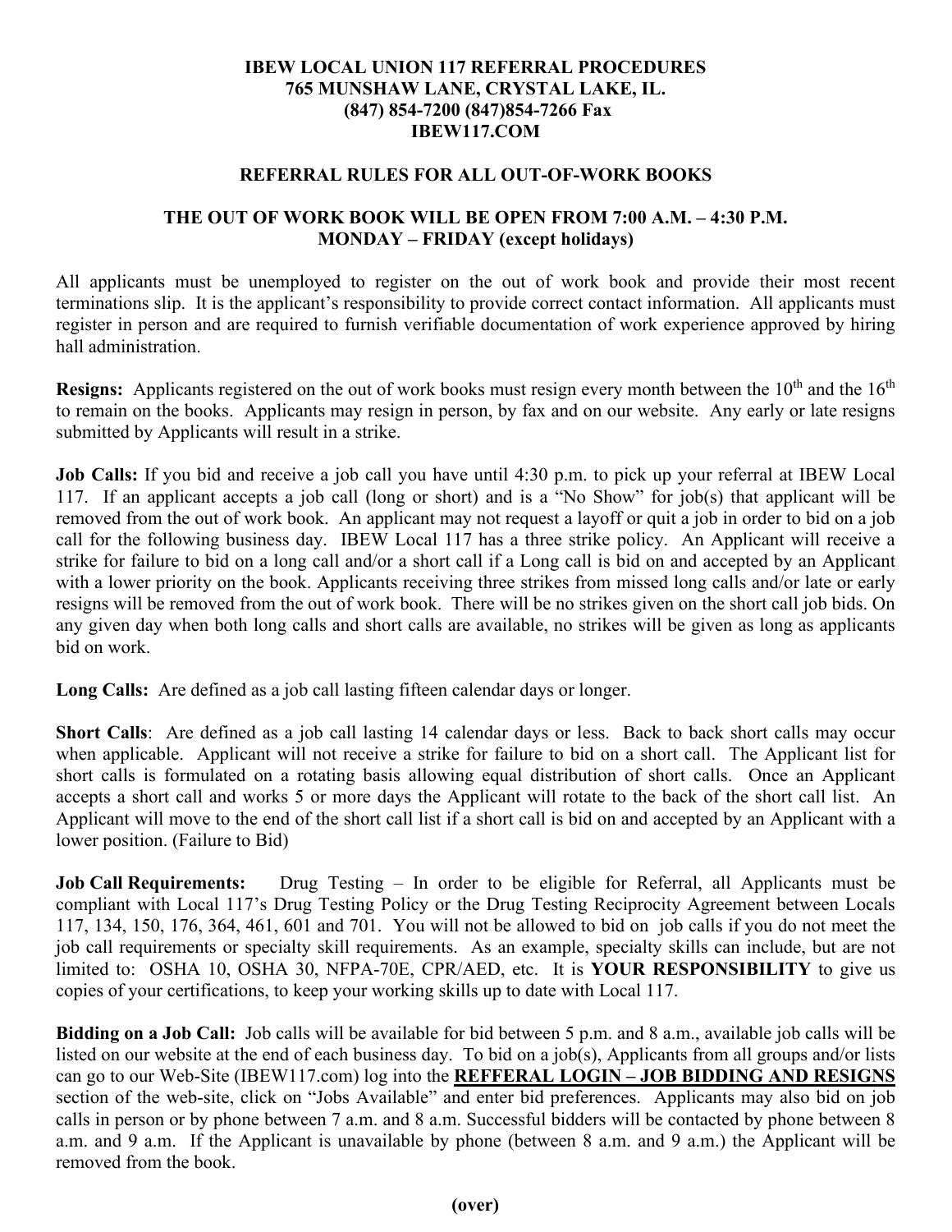**IBEW LOCAL UNION 117 REFERRAL PROCEDURES**
**765 MUNSHAW LANE, CRYSTAL LAKE, IL.**
**(847) 854-7200 (847)854-7266 Fax**
**IBEW117.COM**

## REFERRAL RULES FOR ALL OUT-OF-WORK BOOKS

### THE OUT OF WORK BOOK WILL BE OPEN FROM 7:00 A.M. – 4:30 P.M. MONDAY – FRIDAY (except holidays)

All applicants must be unemployed to register on the out of work book and provide their most recent terminations slip. It is the applicant's responsibility to provide correct contact information. All applicants must register in person and are required to furnish verifiable documentation of work experience approved by hiring hall administration.

**Resigns:** Applicants registered on the out of work books must resign every month between the 10th and the 16th to remain on the books. Applicants may resign in person, by fax and on our website. Any early or late resigns submitted by Applicants will result in a strike.

**Job Calls:** If you bid and receive a job call you have until 4:30 p.m. to pick up your referral at IBEW Local 117. If an applicant accepts a job call (long or short) and is a "No Show" for job(s) that applicant will be removed from the out of work book. An applicant may not request a layoff or quit a job in order to bid on a job call for the following business day. IBEW Local 117 has a three strike policy. An Applicant will receive a strike for failure to bid on a long call and/or a short call if a Long call is bid on and accepted by an Applicant with a lower priority on the book. Applicants receiving three strikes from missed long calls and/or late or early resigns will be removed from the out of work book. There will be no strikes given on the short call job bids. On any given day when both long calls and short calls are available, no strikes will be given as long as applicants bid on work.

**Long Calls:** Are defined as a job call lasting fifteen calendar days or longer.

**Short Calls**: Are defined as a job call lasting 14 calendar days or less. Back to back short calls may occur when applicable. Applicant will not receive a strike for failure to bid on a short call. The Applicant list for short calls is formulated on a rotating basis allowing equal distribution of short calls. Once an Applicant accepts a short call and works 5 or more days the Applicant will rotate to the back of the short call list. An Applicant will move to the end of the short call list if a short call is bid on and accepted by an Applicant with a lower position. (Failure to Bid)

**Job Call Requirements:** Drug Testing – In order to be eligible for Referral, all Applicants must be compliant with Local 117's Drug Testing Policy or the Drug Testing Reciprocity Agreement between Locals 117, 134, 150, 176, 364, 461, 601 and 701. You will not be allowed to bid on job calls if you do not meet the job call requirements or specialty skill requirements. As an example, specialty skills can include, but are not limited to: OSHA 10, OSHA 30, NFPA-70E, CPR/AED, etc. It is **YOUR RESPONSIBILITY** to give us copies of your certifications, to keep your working skills up to date with Local 117.

**Bidding on a Job Call:** Job calls will be available for bid between 5 p.m. and 8 a.m., available job calls will be listed on our website at the end of each business day. To bid on a job(s), Applicants from all groups and/or lists can go to our Web-Site (IBEW117.com) log into the **REFFERAL LOGIN – JOB BIDDING AND RESIGNS** section of the web-site, click on "Jobs Available" and enter bid preferences. Applicants may also bid on job calls in person or by phone between 7 a.m. and 8 a.m. Successful bidders will be contacted by phone between 8 a.m. and 9 a.m. If the Applicant is unavailable by phone (between 8 a.m. and 9 a.m.) the Applicant will be removed from the book.

**(over)**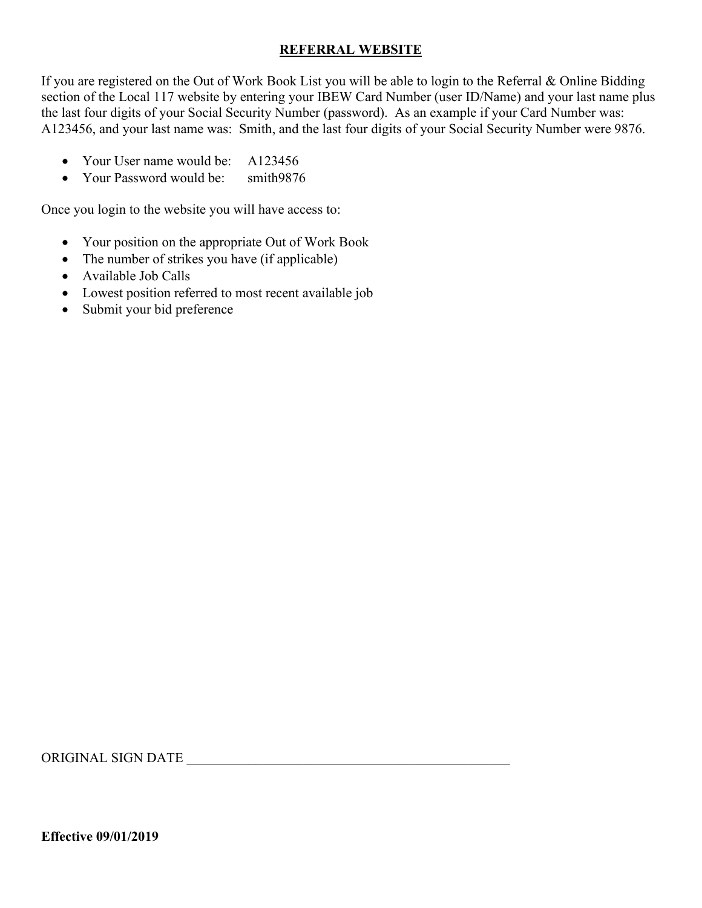## REFERRAL WEBSITE

If you are registered on the Out of Work Book List you will be able to login to the Referral & Online Bidding section of the Local 117 website by entering your IBEW Card Number (user ID/Name) and your last name plus the last four digits of your Social Security Number (password). As an example if your Card Number was: A123456, and your last name was: Smith, and the last four digits of your Social Security Number were 9876.

- Your User name would be: A123456
- Your Password would be: smith9876

Once you login to the website you will have access to:

- Your position on the appropriate Out of Work Book
- The number of strikes you have (if applicable)
- Available Job Calls
- Lowest position referred to most recent available job
- Submit your bid preference

ORIGINAL SIGN DATE ______________________________________________

**Effective 09/01/2019**